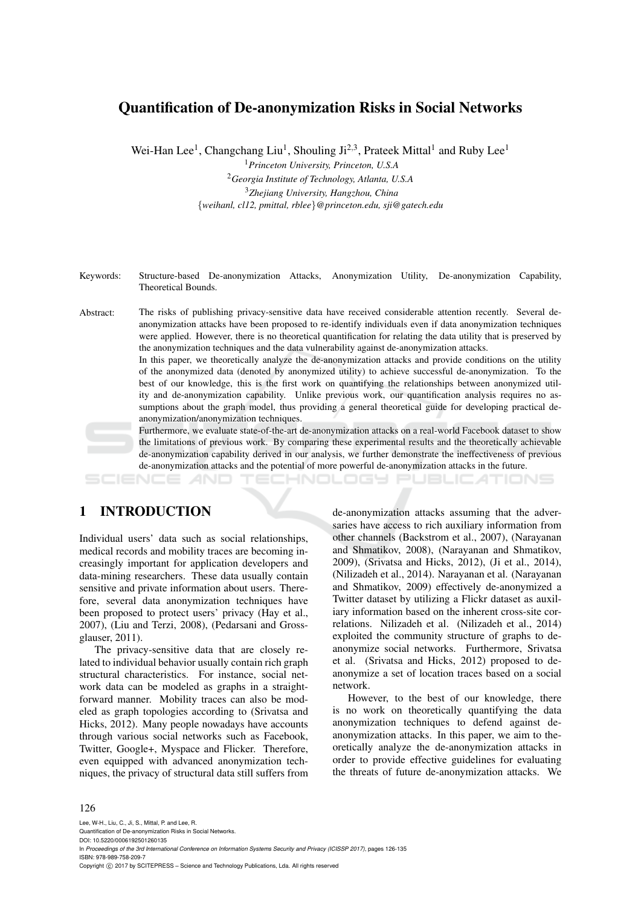# Quantification of De-anonymization Risks in Social Networks

Wei-Han Lee[1], Changchang Liu[1], Shouling Ji[2,3], Prateek Mittal[1] and Ruby Lee[1]

[1]*Princeton University, Princeton, U.S.A*

[2]*Georgia Institute of Technology, Atlanta, U.S.A*

[3]*Zhejiang University, Hangzhou, China*

{*weihanl, cl12, pmittal, rblee*}*@princeton.edu, sji@gatech.edu*

Keywords: Structure-based De-anonymization Attacks, Anonymization Utility, De-anonymization Capability, Theoretical Bounds.

Abstract: The risks of publishing privacy-sensitive data have received considerable attention recently. Several de-anonymization attacks have been proposed to re-identify individuals even if data anonymization techniques were applied. However, there is no theoretical quantification for relating the data utility that is preserved by the anonymization techniques and the data vulnerability against de-anonymization attacks.
In this paper, we theoretically analyze the de-anonymization attacks and provide conditions on the utility of the anonymized data (denoted by anonymized utility) to achieve successful de-anonymization. To the best of our knowledge, this is the first work on quantifying the relationships between anonymized utility and de-anonymization capability. Unlike previous work, our quantification analysis requires no assumptions about the graph model, thus providing a general theoretical guide for developing practical de-anonymization/anonymization techniques.
Furthermore, we evaluate state-of-the-art de-anonymization attacks on a real-world Facebook dataset to show the limitations of previous work. By comparing these experimental results and the theoretically achievable de-anonymization capability derived in our analysis, we further demonstrate the ineffectiveness of previous de-anonymization attacks and the potential of more powerful de-anonymization attacks in the future.

## 1 INTRODUCTION

Individual users' data such as social relationships, medical records and mobility traces are becoming increasingly important for application developers and data-mining researchers. These data usually contain sensitive and private information about users. Therefore, several data anonymization techniques have been proposed to protect users' privacy (Hay et al., 2007), (Liu and Terzi, 2008), (Pedarsani and Grossglauser, 2011).

The privacy-sensitive data that are closely related to individual behavior usually contain rich graph structural characteristics. For instance, social network data can be modeled as graphs in a straightforward manner. Mobility traces can also be modeled as graph topologies according to (Srivatsa and Hicks, 2012). Many people nowadays have accounts through various social networks such as Facebook, Twitter, Google+, Myspace and Flicker. Therefore, even equipped with advanced anonymization techniques, the privacy of structural data still suffers from de-anonymization attacks assuming that the adversaries have access to rich auxiliary information from other channels (Backstrom et al., 2007), (Narayanan and Shmatikov, 2008), (Narayanan and Shmatikov, 2009), (Srivatsa and Hicks, 2012), (Ji et al., 2014), (Nilizadeh et al., 2014). Narayanan et al. (Narayanan and Shmatikov, 2009) effectively de-anonymized a Twitter dataset by utilizing a Flickr dataset as auxiliary information based on the inherent cross-site correlations. Nilizadeh et al. (Nilizadeh et al., 2014) exploited the community structure of graphs to de-anonymize social networks. Furthermore, Srivatsa et al. (Srivatsa and Hicks, 2012) proposed to de-anonymize a set of location traces based on a social network.

However, to the best of our knowledge, there is no work on theoretically quantifying the data anonymization techniques to defend against de-anonymization attacks. In this paper, we aim to theoretically analyze the de-anonymization attacks in order to provide effective guidelines for evaluating the threats of future de-anonymization attacks. We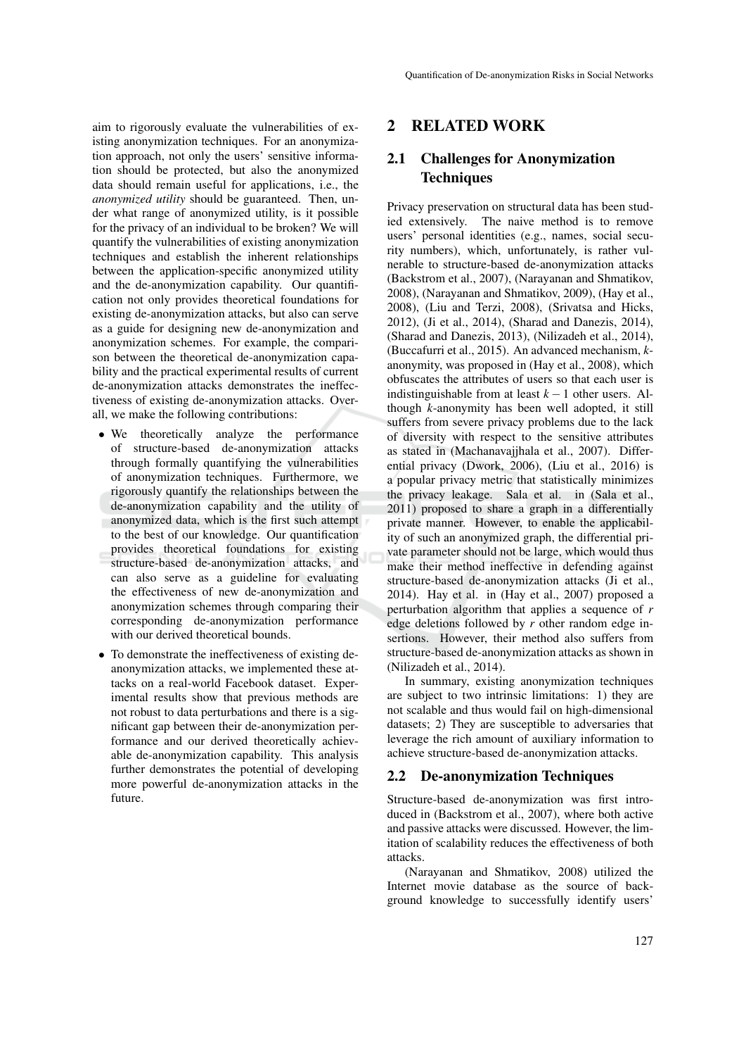aim to rigorously evaluate the vulnerabilities of existing anonymization techniques. For an anonymization approach, not only the users' sensitive information should be protected, but also the anonymized data should remain useful for applications, i.e., the *anonymized utility* should be guaranteed. Then, under what range of anonymized utility, is it possible for the privacy of an individual to be broken? We will quantify the vulnerabilities of existing anonymization techniques and establish the inherent relationships between the application-specific anonymized utility and the de-anonymization capability. Our quantification not only provides theoretical foundations for existing de-anonymization attacks, but also can serve as a guide for designing new de-anonymization and anonymization schemes. For example, the comparison between the theoretical de-anonymization capability and the practical experimental results of current de-anonymization attacks demonstrates the ineffectiveness of existing de-anonymization attacks. Overall, we make the following contributions:

- We theoretically analyze the performance of structure-based de-anonymization attacks through formally quantifying the vulnerabilities of anonymization techniques. Furthermore, we rigorously quantify the relationships between the de-anonymization capability and the utility of anonymized data, which is the first such attempt to the best of our knowledge. Our quantification provides theoretical foundations for existing structure-based de-anonymization attacks, and can also serve as a guideline for evaluating the effectiveness of new de-anonymization and anonymization schemes through comparing their corresponding de-anonymization performance with our derived theoretical bounds.
- To demonstrate the ineffectiveness of existing de-anonymization attacks, we implemented these attacks on a real-world Facebook dataset. Experimental results show that previous methods are not robust to data perturbations and there is a significant gap between their de-anonymization performance and our derived theoretically achievable de-anonymization capability. This analysis further demonstrates the potential of developing more powerful de-anonymization attacks in the future.

## 2 RELATED WORK

### 2.1 Challenges for Anonymization Techniques

Privacy preservation on structural data has been studied extensively. The naive method is to remove users' personal identities (e.g., names, social security numbers), which, unfortunately, is rather vulnerable to structure-based de-anonymization attacks (Backstrom et al., 2007), (Narayanan and Shmatikov, 2008), (Narayanan and Shmatikov, 2009), (Hay et al., 2008), (Liu and Terzi, 2008), (Srivatsa and Hicks, 2012), (Ji et al., 2014), (Sharad and Danezis, 2014), (Sharad and Danezis, 2013), (Nilizadeh et al., 2014), (Buccafurri et al., 2015). An advanced mechanism, *k*-anonymity, was proposed in (Hay et al., 2008), which obfuscates the attributes of users so that each user is indistinguishable from at least $k-1$ other users. Although *k*-anonymity has been well adopted, it still suffers from severe privacy problems due to the lack of diversity with respect to the sensitive attributes as stated in (Machanavajjhala et al., 2007). Differential privacy (Dwork, 2006), (Liu et al., 2016) is a popular privacy metric that statistically minimizes the privacy leakage. Sala et al. in (Sala et al., 2011) proposed to share a graph in a differentially private manner. However, to enable the applicability of such an anonymized graph, the differential private parameter should not be large, which would thus make their method ineffective in defending against structure-based de-anonymization attacks (Ji et al., 2014). Hay et al. in (Hay et al., 2007) proposed a perturbation algorithm that applies a sequence of $r$ edge deletions followed by $r$ other random edge insertions. However, their method also suffers from structure-based de-anonymization attacks as shown in (Nilizadeh et al., 2014).

In summary, existing anonymization techniques are subject to two intrinsic limitations: 1) they are not scalable and thus would fail on high-dimensional datasets; 2) They are susceptible to adversaries that leverage the rich amount of auxiliary information to achieve structure-based de-anonymization attacks.

### 2.2 De-anonymization Techniques

Structure-based de-anonymization was first introduced in (Backstrom et al., 2007), where both active and passive attacks were discussed. However, the limitation of scalability reduces the effectiveness of both attacks.

(Narayanan and Shmatikov, 2008) utilized the Internet movie database as the source of background knowledge to successfully identify users'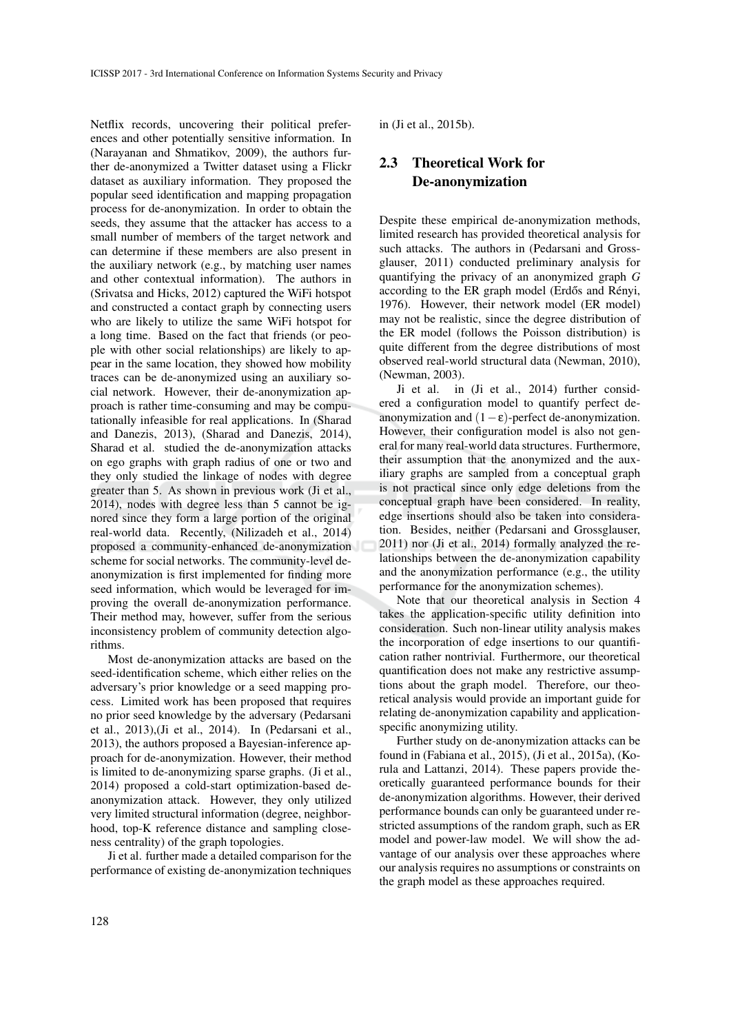Netflix records, uncovering their political preferences and other potentially sensitive information. In (Narayanan and Shmatikov, 2009), the authors further de-anonymized a Twitter dataset using a Flickr dataset as auxiliary information. They proposed the popular seed identification and mapping propagation process for de-anonymization. In order to obtain the seeds, they assume that the attacker has access to a small number of members of the target network and can determine if these members are also present in the auxiliary network (e.g., by matching user names and other contextual information). The authors in (Srivatsa and Hicks, 2012) captured the WiFi hotspot and constructed a contact graph by connecting users who are likely to utilize the same WiFi hotspot for a long time. Based on the fact that friends (or people with other social relationships) are likely to appear in the same location, they showed how mobility traces can be de-anonymized using an auxiliary social network. However, their de-anonymization approach is rather time-consuming and may be computationally infeasible for real applications. In (Sharad and Danezis, 2013), (Sharad and Danezis, 2014), Sharad et al. studied the de-anonymization attacks on ego graphs with graph radius of one or two and they only studied the linkage of nodes with degree greater than 5. As shown in previous work (Ji et al., 2014), nodes with degree less than 5 cannot be ignored since they form a large portion of the original real-world data. Recently, (Nilizadeh et al., 2014) proposed a community-enhanced de-anonymization scheme for social networks. The community-level de-anonymization is first implemented for finding more seed information, which would be leveraged for improving the overall de-anonymization performance. Their method may, however, suffer from the serious inconsistency problem of community detection algorithms.

Most de-anonymization attacks are based on the seed-identification scheme, which either relies on the adversary's prior knowledge or a seed mapping process. Limited work has been proposed that requires no prior seed knowledge by the adversary (Pedarsani et al., 2013),(Ji et al., 2014). In (Pedarsani et al., 2013), the authors proposed a Bayesian-inference approach for de-anonymization. However, their method is limited to de-anonymizing sparse graphs. (Ji et al., 2014) proposed a cold-start optimization-based de-anonymization attack. However, they only utilized very limited structural information (degree, neighborhood, top-K reference distance and sampling closeness centrality) of the graph topologies.

Ji et al. further made a detailed comparison for the performance of existing de-anonymization techniques in (Ji et al., 2015b).

## 2.3 Theoretical Work for De-anonymization

Despite these empirical de-anonymization methods, limited research has provided theoretical analysis for such attacks. The authors in (Pedarsani and Grossglauser, 2011) conducted preliminary analysis for quantifying the privacy of an anonymized graph $G$ according to the ER graph model (Erdős and Rényi, 1976). However, their network model (ER model) may not be realistic, since the degree distribution of the ER model (follows the Poisson distribution) is quite different from the degree distributions of most observed real-world structural data (Newman, 2010), (Newman, 2003).

Ji et al. in (Ji et al., 2014) further considered a configuration model to quantify perfect de-anonymization and $(1-\varepsilon)$-perfect de-anonymization. However, their configuration model is also not general for many real-world data structures. Furthermore, their assumption that the anonymized and the auxiliary graphs are sampled from a conceptual graph is not practical since only edge deletions from the conceptual graph have been considered. In reality, edge insertions should also be taken into consideration. Besides, neither (Pedarsani and Grossglauser, 2011) nor (Ji et al., 2014) formally analyzed the relationships between the de-anonymization capability and the anonymization performance (e.g., the utility performance for the anonymization schemes).

Note that our theoretical analysis in Section 4 takes the application-specific utility definition into consideration. Such non-linear utility analysis makes the incorporation of edge insertions to our quantification rather nontrivial. Furthermore, our theoretical quantification does not make any restrictive assumptions about the graph model. Therefore, our theoretical analysis would provide an important guide for relating de-anonymization capability and application-specific anonymizing utility.

Further study on de-anonymization attacks can be found in (Fabiana et al., 2015), (Ji et al., 2015a), (Korula and Lattanzi, 2014). These papers provide theoretically guaranteed performance bounds for their de-anonymization algorithms. However, their derived performance bounds can only be guaranteed under restricted assumptions of the random graph, such as ER model and power-law model. We will show the advantage of our analysis over these approaches where our analysis requires no assumptions or constraints on the graph model as these approaches required.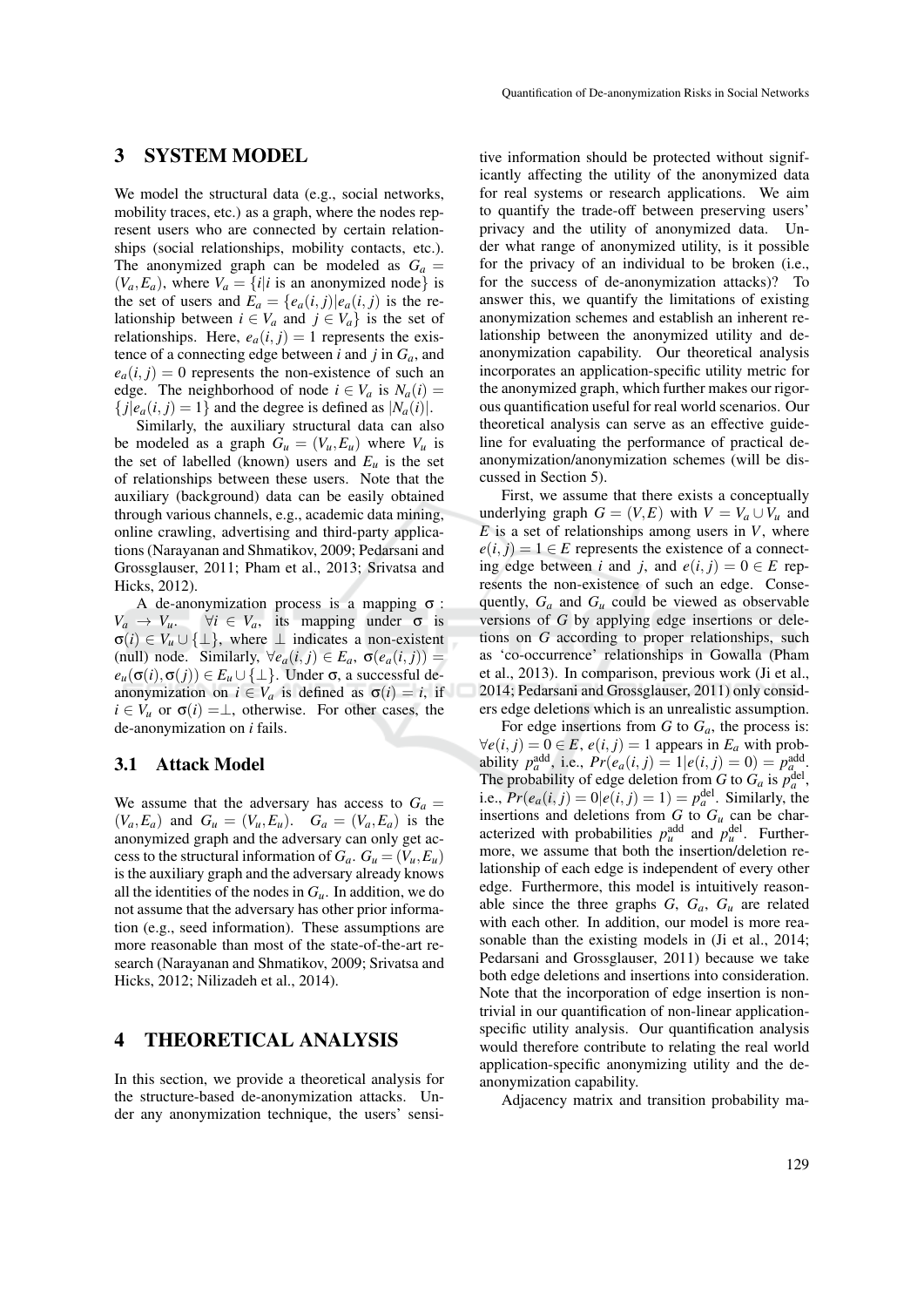## 3 SYSTEM MODEL

We model the structural data (e.g., social networks, mobility traces, etc.) as a graph, where the nodes represent users who are connected by certain relationships (social relationships, mobility contacts, etc.). The anonymized graph can be modeled as $G_a = (V_a, E_a)$, where $V_a = \{i | i \text{ is an anonymized node}\}$ is the set of users and $E_a = \{e_a(i, j) | e_a(i, j)$ is the relationship between $i \in V_a$ and $j \in V_a\}$ is the set of relationships. Here, $e_a(i, j) = 1$ represents the existence of a connecting edge between $i$ and $j$ in $G_a$, and $e_a(i, j) = 0$ represents the non-existence of such an edge. The neighborhood of node $i \in V_a$ is $N_a(i) = \{j | e_a(i, j) = 1\}$ and the degree is defined as $|N_a(i)|$.

Similarly, the auxiliary structural data can also be modeled as a graph $G_u = (V_u, E_u)$ where $V_u$ is the set of labelled (known) users and $E_u$ is the set of relationships between these users. Note that the auxiliary (background) data can be easily obtained through various channels, e.g., academic data mining, online crawling, advertising and third-party applications (Narayanan and Shmatikov, 2009; Pedarsani and Grossglauser, 2011; Pham et al., 2013; Srivatsa and Hicks, 2012).

A de-anonymization process is a mapping $\sigma : V_a \rightarrow V_u$. $\forall i \in V_a$, its mapping under $\sigma$ is $\sigma(i) \in V_u \cup \{\perp\}$, where $\perp$ indicates a non-existent (null) node. Similarly, $\forall e_a(i, j) \in E_a$, $\sigma(e_a(i, j)) = e_u(\sigma(i), \sigma(j)) \in E_u \cup \{\perp\}$. Under $\sigma$, a successful de-anonymization on $i \in V_a$ is defined as $\sigma(i) = i$, if $i \in V_u$ or $\sigma(i) = \perp$, otherwise. For other cases, the de-anonymization on $i$ fails.

### 3.1 Attack Model

We assume that the adversary has access to $G_a = (V_a, E_a)$ and $G_u = (V_u, E_u)$. $G_a = (V_a, E_a)$ is the anonymized graph and the adversary can only get access to the structural information of $G_a$. $G_u = (V_u, E_u)$ is the auxiliary graph and the adversary already knows all the identities of the nodes in $G_u$. In addition, we do not assume that the adversary has other prior information (e.g., seed information). These assumptions are more reasonable than most of the state-of-the-art research (Narayanan and Shmatikov, 2009; Srivatsa and Hicks, 2012; Nilizadeh et al., 2014).

## 4 THEORETICAL ANALYSIS

In this section, we provide a theoretical analysis for the structure-based de-anonymization attacks. Under any anonymization technique, the users' sensitive information should be protected without significantly affecting the utility of the anonymized data for real systems or research applications. We aim to quantify the trade-off between preserving users' privacy and the utility of anonymized data. Under what range of anonymized utility, is it possible for the privacy of an individual to be broken (i.e., for the success of de-anonymization attacks)? To answer this, we quantify the limitations of existing anonymization schemes and establish an inherent relationship between the anonymized utility and de-anonymization capability. Our theoretical analysis incorporates an application-specific utility metric for the anonymized graph, which further makes our rigorous quantification useful for real world scenarios. Our theoretical analysis can serve as an effective guideline for evaluating the performance of practical de-anonymization/anonymization schemes (will be discussed in Section 5).

First, we assume that there exists a conceptually underlying graph $G = (V, E)$ with $V = V_a \cup V_u$ and $E$ is a set of relationships among users in $V$, where $e(i, j) = 1 \in E$ represents the existence of a connecting edge between $i$ and $j$, and $e(i, j) = 0 \in E$ represents the non-existence of such an edge. Consequently, $G_a$ and $G_u$ could be viewed as observable versions of $G$ by applying edge insertions or deletions on $G$ according to proper relationships, such as 'co-occurrence' relationships in Gowalla (Pham et al., 2013). In comparison, previous work (Ji et al., 2014; Pedarsani and Grossglauser, 2011) only considers edge deletions which is an unrealistic assumption.

For edge insertions from $G$ to $G_a$, the process is: $\forall e(i, j) = 0 \in E$, $e(i, j) = 1$ appears in $E_a$ with probability $p_a^{\text{add}}$, i.e., $Pr(e_a(i, j) = 1 | e(i, j) = 0) = p_a^{\text{add}}$. The probability of edge deletion from $G$ to $G_a$ is $p_a^{\text{del}}$, i.e., $Pr(e_a(i, j) = 0 | e(i, j) = 1) = p_a^{\text{del}}$. Similarly, the insertions and deletions from $G$ to $G_u$ can be characterized with probabilities $p_u^{\text{add}}$ and $p_u^{\text{del}}$. Furthermore, we assume that both the insertion/deletion relationship of each edge is independent of every other edge. Furthermore, this model is intuitively reasonable since the three graphs $G$, $G_a$, $G_u$ are related with each other. In addition, our model is more reasonable than the existing models in (Ji et al., 2014; Pedarsani and Grossglauser, 2011) because we take both edge deletions and insertions into consideration. Note that the incorporation of edge insertion is non-trivial in our quantification of non-linear application-specific utility analysis. Our quantification analysis would therefore contribute to relating the real world application-specific anonymizing utility and the de-anonymization capability.

Adjacency matrix and transition probability ma-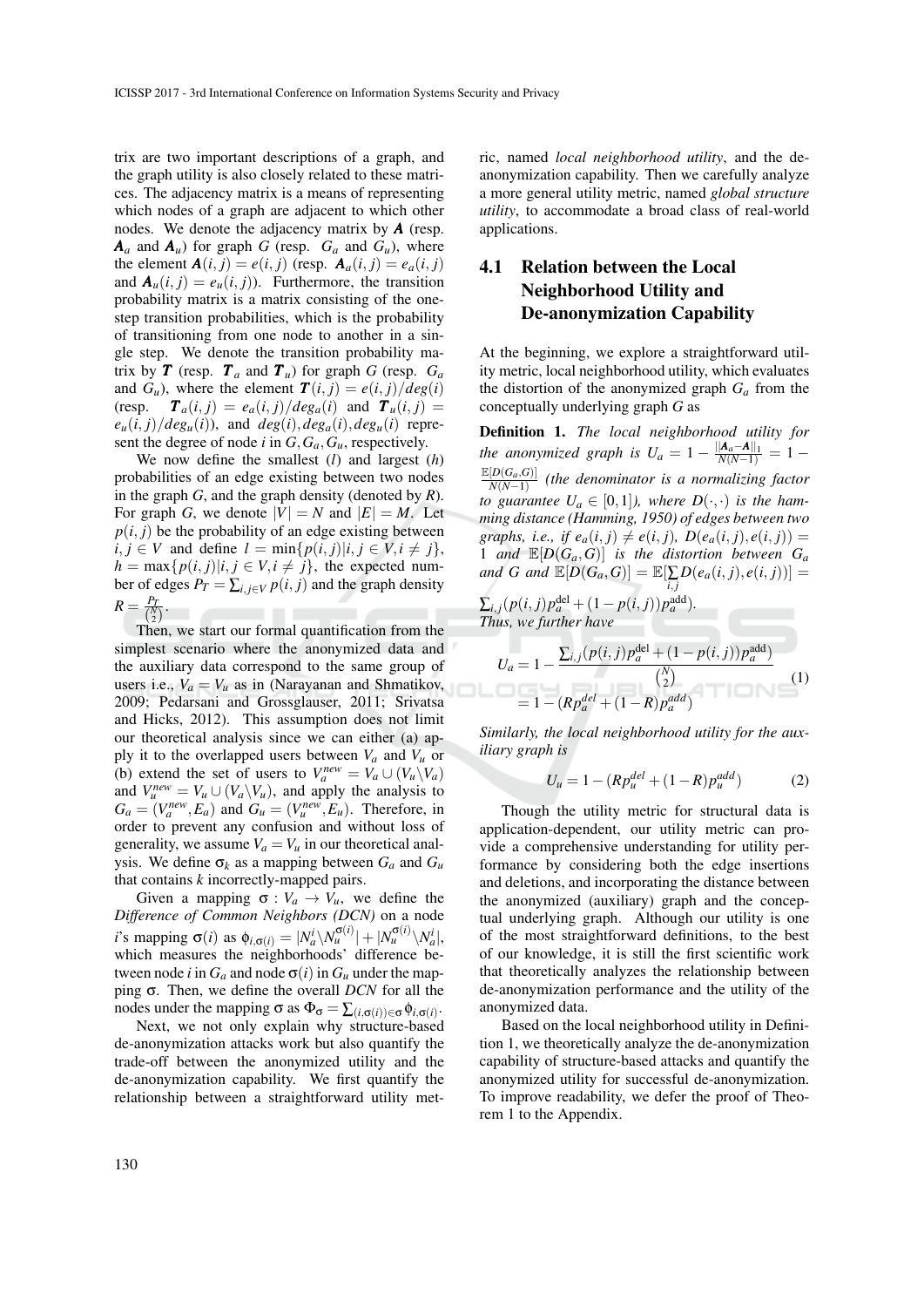trix are two important descriptions of a graph, and the graph utility is also closely related to these matrices. The adjacency matrix is a means of representing which nodes of a graph are adjacent to which other nodes. We denote the adjacency matrix by $\boldsymbol{A}$ (resp. $\boldsymbol{A}_a$ and $\boldsymbol{A}_u$) for graph $G$ (resp. $G_a$ and $G_u$), where the element $\boldsymbol{A}(i,j) = e(i,j)$ (resp. $\boldsymbol{A}_a(i,j) = e_a(i,j)$ and $\boldsymbol{A}_u(i,j) = e_u(i,j)$). Furthermore, the transition probability matrix is a matrix consisting of the one-step transition probabilities, which is the probability of transitioning from one node to another in a single step. We denote the transition probability matrix by $\boldsymbol{T}$ (resp. $\boldsymbol{T}_a$ and $\boldsymbol{T}_u$) for graph $G$ (resp. $G_a$ and $G_u$), where the element $\boldsymbol{T}(i,j) = e(i,j)/deg(i)$ (resp. $\boldsymbol{T}_a(i,j) = e_a(i,j)/deg_a(i)$ and $\boldsymbol{T}_u(i,j) = e_u(i,j)/deg_u(i)$), and $deg(i), deg_a(i), deg_u(i)$ represent the degree of node $i$ in $G, G_a, G_u$, respectively.

We now define the smallest ($l$) and largest ($h$) probabilities of an edge existing between two nodes in the graph $G$, and the graph density (denoted by $R$). For graph $G$, we denote $|V| = N$ and $|E| = M$. Let $p(i,j)$ be the probability of an edge existing between $i,j \in V$ and define $l = \min\{p(i,j)|i,j \in V, i \neq j\}$, $h = \max\{p(i,j)|i,j \in V, i \neq j\}$, the expected number of edges $P_T = \sum_{i,j \in V} p(i,j)$ and the graph density $R = \frac{P_T}{\binom{N}{2}}$.

Then, we start our formal quantification from the simplest scenario where the anonymized data and the auxiliary data correspond to the same group of users i.e., $V_a = V_u$ as in (Narayanan and Shmatikov, 2009; Pedarsani and Grossglauser, 2011; Srivatsa and Hicks, 2012). This assumption does not limit our theoretical analysis since we can either (a) apply it to the overlapped users between $V_a$ and $V_u$ or (b) extend the set of users to $V_a^{new} = V_a \cup (V_u \backslash V_a)$ and $V_u^{new} = V_u \cup (V_a \backslash V_u)$, and apply the analysis to $G_a = (V_a^{new}, E_a)$ and $G_u = (V_u^{new}, E_u)$. Therefore, in order to prevent any confusion and without loss of generality, we assume $V_a = V_u$ in our theoretical analysis. We define $\sigma_k$ as a mapping between $G_a$ and $G_u$ that contains $k$ incorrectly-mapped pairs.

Given a mapping $\sigma: V_a \to V_u$, we define the *Difference of Common Neighbors (DCN)* on a node $i$'s mapping $\sigma(i)$ as $\phi_{i,\sigma(i)} = |N_a^i \backslash N_u^{\sigma(i)}| + |N_u^{\sigma(i)} \backslash N_a^i|$, which measures the neighborhoods' difference between node $i$ in $G_a$ and node $\sigma(i)$ in $G_u$ under the mapping $\sigma$. Then, we define the overall *DCN* for all the nodes under the mapping $\sigma$ as $\Phi_\sigma = \sum_{(i,\sigma(i)) \in \sigma} \phi_{i,\sigma(i)}$.

Next, we not only explain why structure-based de-anonymization attacks work but also quantify the trade-off between the anonymized utility and the de-anonymization capability. We first quantify the relationship between a straightforward utility metric, named *local neighborhood utility*, and the de-anonymization capability. Then we carefully analyze a more general utility metric, named *global structure utility*, to accommodate a broad class of real-world applications.

### 4.1 Relation between the Local Neighborhood Utility and De-anonymization Capability

At the beginning, we explore a straightforward utility metric, local neighborhood utility, which evaluates the distortion of the anonymized graph $G_a$ from the conceptually underlying graph $G$ as

**Definition 1.** *The local neighborhood utility for the anonymized graph is $U_a = 1 - \frac{\|\boldsymbol{A}_a - \boldsymbol{A}\|_1}{N(N-1)} = 1 - \frac{\mathbb{E}[D(G_a,G)]}{N(N-1)}$ (the denominator is a normalizing factor to guarantee $U_a \in [0,1]$), where $D(\cdot,\cdot)$ is the hamming distance (Hamming, 1950) of edges between two graphs, i.e., if $e_a(i,j) \neq e(i,j)$, $D(e_a(i,j), e(i,j)) = 1$ and $\mathbb{E}[D(G_a,G)]$ is the distortion between $G_a$ and $G$ and $\mathbb{E}[D(G_a,G)] = \mathbb{E}[\sum_{i,j} D(e_a(i,j), e(i,j))] = \sum_{i,j}(p(i,j)p_a^{\text{del}} + (1-p(i,j))p_a^{\text{add}})$. Thus, we further have*

$$U_a = 1 - \frac{\sum_{i,j}(p(i,j)p_a^{\text{del}} + (1-p(i,j))p_a^{\text{add}})}{\binom{N}{2}} = 1 - (Rp_a^{del} + (1-R)p_a^{add}) \tag{1}$$

*Similarly, the local neighborhood utility for the auxiliary graph is*

$$U_u = 1 - (Rp_u^{del} + (1-R)p_u^{add}) \tag{2}$$

Though the utility metric for structural data is application-dependent, our utility metric can provide a comprehensive understanding for utility performance by considering both the edge insertions and deletions, and incorporating the distance between the anonymized (auxiliary) graph and the conceptual underlying graph. Although our utility is one of the most straightforward definitions, to the best of our knowledge, it is still the first scientific work that theoretically analyzes the relationship between de-anonymization performance and the utility of the anonymized data.

Based on the local neighborhood utility in Definition 1, we theoretically analyze the de-anonymization capability of structure-based attacks and quantify the anonymized utility for successful de-anonymization. To improve readability, we defer the proof of Theorem 1 to the Appendix.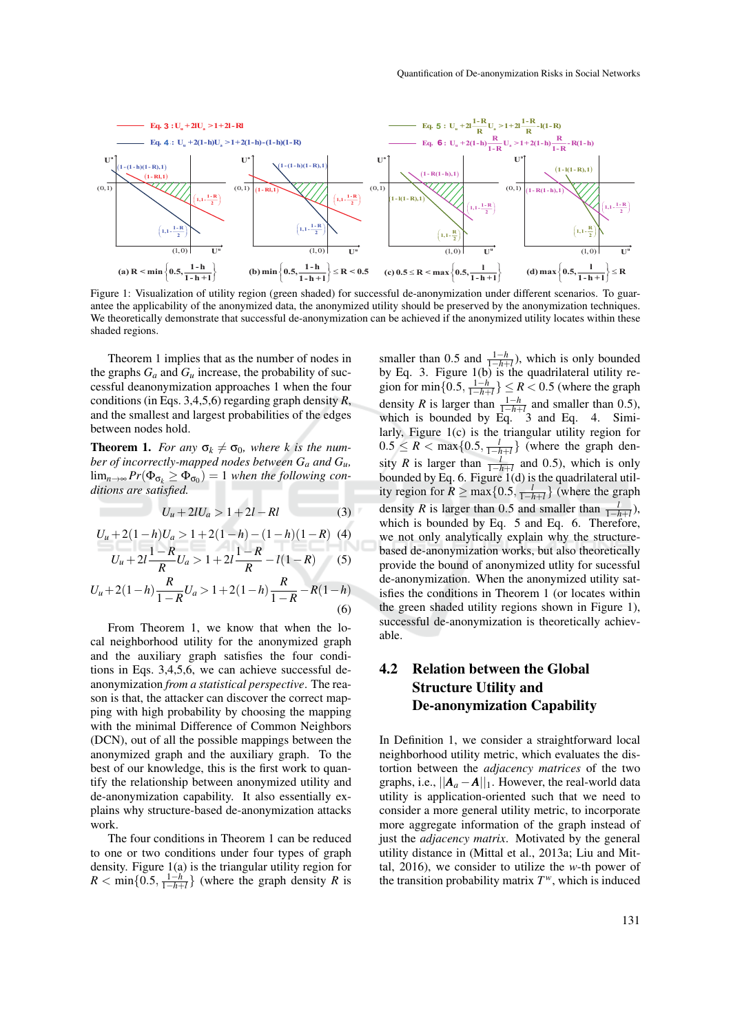Figure 1: Visualization of utility region (green shaded) for successful de-anonymization under different scenarios. To guarantee the applicability of the anonymized data, the anonymized utility should be preserved by the anonymization techniques. We theoretically demonstrate that successful de-anonymization can be achieved if the anonymized utility locates within these shaded regions.

Theorem 1 implies that as the number of nodes in the graphs $G_a$ and $G_u$ increase, the probability of successful deanonymization approaches 1 when the four conditions (in Eqs. 3,4,5,6) regarding graph density $R$, and the smallest and largest probabilities of the edges between nodes hold.

**Theorem 1.** *For any $\sigma_k \neq \sigma_0$, where $k$ is the number of incorrectly-mapped nodes between $G_a$ and $G_u$, $\lim_{n\to\infty} Pr(\Phi_{\sigma_k} \geq \Phi_{\sigma_0}) = 1$ when the following conditions are satisfied.*

$$U_u + 2lU_a > 1 + 2l - Rl \tag{3}$$

$$U_u + 2(1-h)U_a > 1 + 2(1-h) - (1-h)(1-R) \tag{4}$$

$$U_u + 2l\frac{1-R}{R}U_a > 1 + 2l\frac{1-R}{R} - l(1-R) \tag{5}$$

$$U_u + 2(1-h)\frac{R}{1-R}U_a > 1 + 2(1-h)\frac{R}{1-R} - R(1-h) \tag{6}$$

From Theorem 1, we know that when the local neighborhood utility for the anonymized graph and the auxiliary graph satisfies the four conditions in Eqs. 3,4,5,6, we can achieve successful de-anonymization *from a statistical perspective*. The reason is that, the attacker can discover the correct mapping with high probability by choosing the mapping with the minimal Difference of Common Neighbors (DCN), out of all the possible mappings between the anonymized graph and the auxiliary graph. To the best of our knowledge, this is the first work to quantify the relationship between anonymized utility and de-anonymization capability. It also essentially explains why structure-based de-anonymization attacks work.

The four conditions in Theorem 1 can be reduced to one or two conditions under four types of graph density. Figure 1(a) is the triangular utility region for $R < \min\{0.5, \frac{1-h}{1-h+l}\}$ (where the graph density $R$ is smaller than 0.5 and $\frac{1-h}{1-h+l}$), which is only bounded by Eq. 3. Figure 1(b) is the quadrilateral utility region for $\min\{0.5, \frac{1-h}{1-h+l}\} \leq R < 0.5$ (where the graph density $R$ is larger than $\frac{1-h}{1-h+l}$ and smaller than 0.5), which is bounded by Eq. 3 and Eq. 4. Similarly, Figure 1(c) is the triangular utility region for $0.5 \leq R < \max\{0.5, \frac{l}{1-h+l}\}$ (where the graph density $R$ is larger than $\frac{l}{1-h+l}$ and 0.5), which is only bounded by Eq. 6. Figure 1(d) is the quadrilateral utility region for $R \geq \max\{0.5, \frac{l}{1-h+l}\}$ (where the graph density $R$ is larger than 0.5 and smaller than $\frac{l}{1-h+l}$), which is bounded by Eq. 5 and Eq. 6. Therefore, we not only analytically explain why the structure-based de-anonymization works, but also theoretically provide the bound of anonymized utlity for sucessful de-anonymization. When the anonymized utility satisfies the conditions in Theorem 1 (or locates within the green shaded utility regions shown in Figure 1), successful de-anonymization is theoretically achievable.

## 4.2 Relation between the Global Structure Utility and De-anonymization Capability

In Definition 1, we consider a straightforward local neighborhood utility metric, which evaluates the distortion between the *adjacency matrices* of the two graphs, i.e., $||\mathbf{A}_a - \mathbf{A}||_1$. However, the real-world data utility is application-oriented such that we need to consider a more general utility metric, to incorporate more aggregate information of the graph instead of just the *adjacency matrix*. Motivated by the general utility distance in (Mittal et al., 2013a; Liu and Mittal, 2016), we consider to utilize the $w$-th power of the transition probability matrix $T^w$, which is induced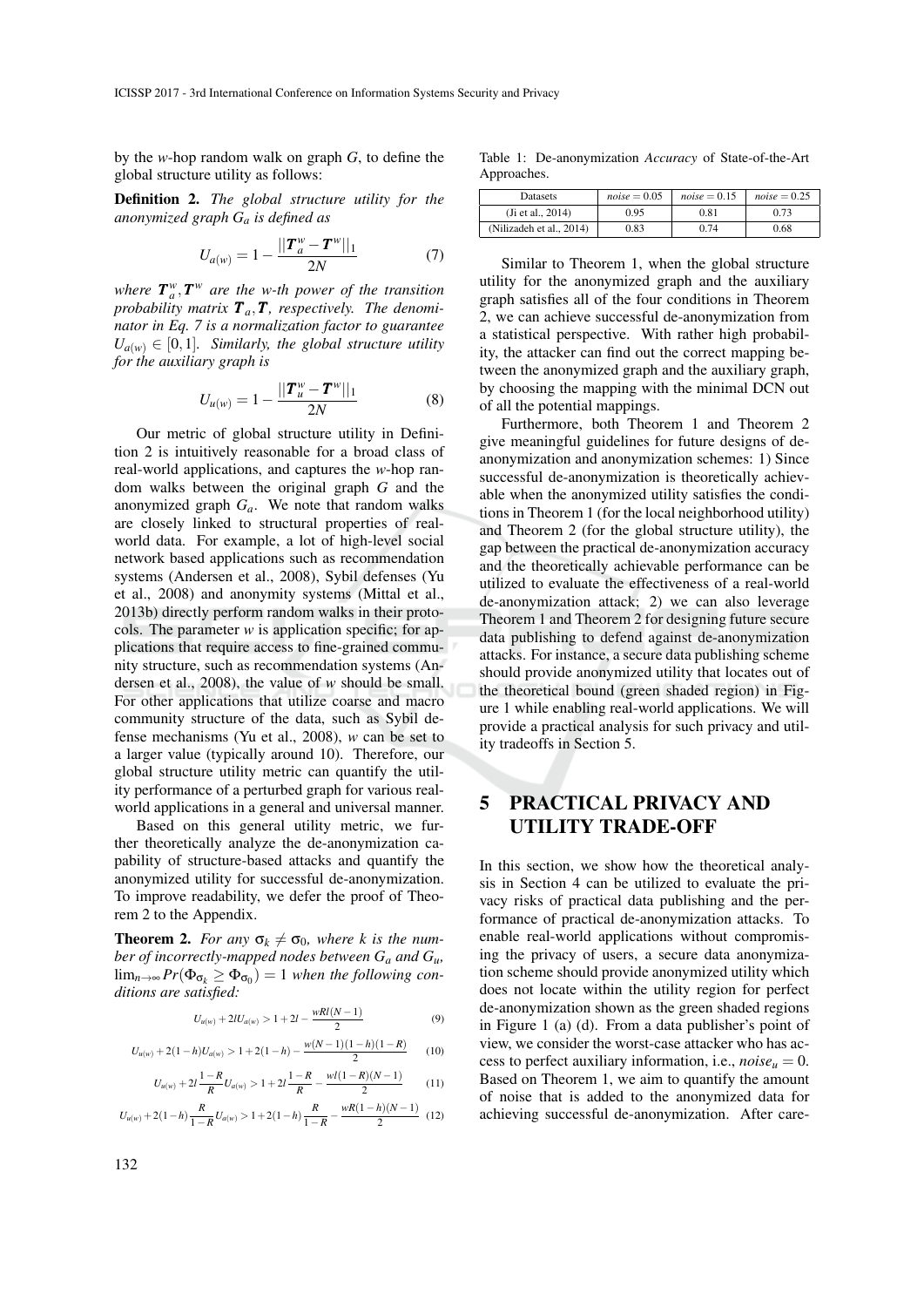by the $w$-hop random walk on graph $G$, to define the global structure utility as follows:

**Definition 2.** *The global structure utility for the anonymized graph $G_a$ is defined as*

$$U_{a(w)} = 1 - \frac{||\boldsymbol{T}_a^w - \boldsymbol{T}^w||_1}{2N} \quad (7)$$

*where $\boldsymbol{T}_a^w, \boldsymbol{T}^w$ are the w-th power of the transition probability matrix $\boldsymbol{T}_a, \boldsymbol{T}$, respectively. The denominator in Eq. 7 is a normalization factor to guarantee $U_{a(w)} \in [0,1]$. Similarly, the global structure utility for the auxiliary graph is*

$$U_{u(w)} = 1 - \frac{||\boldsymbol{T}_u^w - \boldsymbol{T}^w||_1}{2N} \quad (8)$$

Our metric of global structure utility in Definition 2 is intuitively reasonable for a broad class of real-world applications, and captures the $w$-hop random walks between the original graph $G$ and the anonymized graph $G_a$. We note that random walks are closely linked to structural properties of real-world data. For example, a lot of high-level social network based applications such as recommendation systems (Andersen et al., 2008), Sybil defenses (Yu et al., 2008) and anonymity systems (Mittal et al., 2013b) directly perform random walks in their protocols. The parameter $w$ is application specific; for applications that require access to fine-grained community structure, such as recommendation systems (Andersen et al., 2008), the value of $w$ should be small. For other applications that utilize coarse and macro community structure of the data, such as Sybil defense mechanisms (Yu et al., 2008), $w$ can be set to a larger value (typically around 10). Therefore, our global structure utility metric can quantify the utility performance of a perturbed graph for various real-world applications in a general and universal manner.

Based on this general utility metric, we further theoretically analyze the de-anonymization capability of structure-based attacks and quantify the anonymized utility for successful de-anonymization. To improve readability, we defer the proof of Theorem 2 to the Appendix.

**Theorem 2.** *For any $\sigma_k \neq \sigma_0$, where k is the number of incorrectly-mapped nodes between $G_a$ and $G_u$, $\lim_{n\to\infty} Pr(\Phi_{\sigma_k} \geq \Phi_{\sigma_0}) = 1$ when the following conditions are satisfied:*

$$U_{u(w)} + 2lU_{a(w)} > 1 + 2l - \frac{wRl(N-1)}{2} \quad (9)$$

$$U_{u(w)} + 2(1-h)U_{a(w)} > 1 + 2(1-h) - \frac{w(N-1)(1-h)(1-R)}{2} \quad (10)$$

$$U_{u(w)} + 2l\frac{1-R}{R}U_{a(w)} > 1 + 2l\frac{1-R}{R} - \frac{wl(1-R)(N-1)}{2} \quad (11)$$

$$U_{u(w)} + 2(1-h)\frac{R}{1-R}U_{a(w)} > 1 + 2(1-h)\frac{R}{1-R} - \frac{wR(1-h)(N-1)}{2} \quad (12)$$

Table 1: De-anonymization *Accuracy* of State-of-the-Art Approaches.

| Datasets | $noise = 0.05$ | $noise = 0.15$ | $noise = 0.25$ |
|---|---|---|---|
| (Ji et al., 2014) | 0.95 | 0.81 | 0.73 |
| (Nilizadeh et al., 2014) | 0.83 | 0.74 | 0.68 |

Similar to Theorem 1, when the global structure utility for the anonymized graph and the auxiliary graph satisfies all of the four conditions in Theorem 2, we can achieve successful de-anonymization from a statistical perspective. With rather high probability, the attacker can find out the correct mapping between the anonymized graph and the auxiliary graph, by choosing the mapping with the minimal DCN out of all the potential mappings.

Furthermore, both Theorem 1 and Theorem 2 give meaningful guidelines for future designs of de-anonymization and anonymization schemes: 1) Since successful de-anonymization is theoretically achievable when the anonymized utility satisfies the conditions in Theorem 1 (for the local neighborhood utility) and Theorem 2 (for the global structure utility), the gap between the practical de-anonymization accuracy and the theoretically achievable performance can be utilized to evaluate the effectiveness of a real-world de-anonymization attack; 2) we can also leverage Theorem 1 and Theorem 2 for designing future secure data publishing to defend against de-anonymization attacks. For instance, a secure data publishing scheme should provide anonymized utility that locates out of the theoretical bound (green shaded region) in Figure 1 while enabling real-world applications. We will provide a practical analysis for such privacy and utility tradeoffs in Section 5.

## 5 PRACTICAL PRIVACY AND UTILITY TRADE-OFF

In this section, we show how the theoretical analysis in Section 4 can be utilized to evaluate the privacy risks of practical data publishing and the performance of practical de-anonymization attacks. To enable real-world applications without compromising the privacy of users, a secure data anonymization scheme should provide anonymized utility which does not locate within the utility region for perfect de-anonymization shown as the green shaded regions in Figure 1 (a) (d). From a data publisher's point of view, we consider the worst-case attacker who has access to perfect auxiliary information, i.e., $noise_u = 0$. Based on Theorem 1, we aim to quantify the amount of noise that is added to the anonymized data for achieving successful de-anonymization. After care-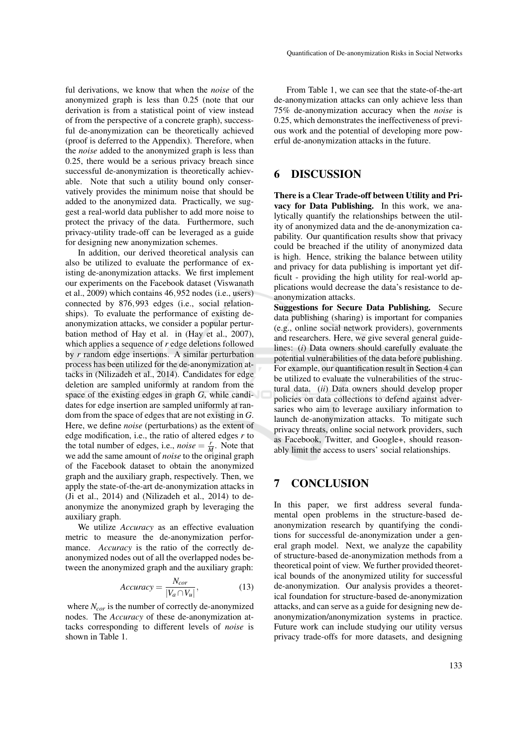ful derivations, we know that when the *noise* of the anonymized graph is less than 0.25 (note that our derivation is from a statistical point of view instead of from the perspective of a concrete graph), successful de-anonymization can be theoretically achieved (proof is deferred to the Appendix). Therefore, when the *noise* added to the anonymized graph is less than 0.25, there would be a serious privacy breach since successful de-anonymization is theoretically achievable. Note that such a utility bound only conservatively provides the minimum noise that should be added to the anonymized data. Practically, we suggest a real-world data publisher to add more noise to protect the privacy of the data. Furthermore, such privacy-utility trade-off can be leveraged as a guide for designing new anonymization schemes.

In addition, our derived theoretical analysis can also be utilized to evaluate the performance of existing de-anonymization attacks. We first implement our experiments on the Facebook dataset (Viswanath et al., 2009) which contains $46,952$ nodes (i.e., users) connected by $876,993$ edges (i.e., social relationships). To evaluate the performance of existing de-anonymization attacks, we consider a popular perturbation method of Hay et al. in (Hay et al., 2007), which applies a sequence of $r$ edge deletions followed by $r$ random edge insertions. A similar perturbation process has been utilized for the de-anonymization attacks in (Nilizadeh et al., 2014). Candidates for edge deletion are sampled uniformly at random from the space of the existing edges in graph $G$, while candidates for edge insertion are sampled uniformly at random from the space of edges that are not existing in $G$. Here, we define *noise* (perturbations) as the extent of edge modification, i.e., the ratio of altered edges $r$ to the total number of edges, i.e., $noise = \frac{r}{M}$. Note that we add the same amount of *noise* to the original graph of the Facebook dataset to obtain the anonymized graph and the auxiliary graph, respectively. Then, we apply the state-of-the-art de-anonymization attacks in (Ji et al., 2014) and (Nilizadeh et al., 2014) to de-anonymize the anonymized graph by leveraging the auxiliary graph.

We utilize *Accuracy* as an effective evaluation metric to measure the de-anonymization performance. *Accuracy* is the ratio of the correctly de-anonymized nodes out of all the overlapped nodes between the anonymized graph and the auxiliary graph:

$$Accuracy = \frac{N_{cor}}{|V_a \cap V_u|}, \tag{13}$$

where $N_{cor}$ is the number of correctly de-anonymized nodes. The *Accuracy* of these de-anonymization attacks corresponding to different levels of *noise* is shown in Table 1.

From Table 1, we can see that the state-of-the-art de-anonymization attacks can only achieve less than 75% de-anonymization accuracy when the *noise* is 0.25, which demonstrates the ineffectiveness of previous work and the potential of developing more powerful de-anonymization attacks in the future.

## 6 DISCUSSION

**There is a Clear Trade-off between Utility and Privacy for Data Publishing.** In this work, we analytically quantify the relationships between the utility of anonymized data and the de-anonymization capability. Our quantification results show that privacy could be breached if the utility of anonymized data is high. Hence, striking the balance between utility and privacy for data publishing is important yet difficult - providing the high utility for real-world applications would decrease the data's resistance to de-anonymization attacks.

**Suggestions for Secure Data Publishing.** Secure data publishing (sharing) is important for companies (e.g., online social network providers), governments and researchers. Here, we give several general guidelines: (*i*) Data owners should carefully evaluate the potential vulnerabilities of the data before publishing. For example, our quantification result in Section 4 can be utilized to evaluate the vulnerabilities of the structural data. (*ii*) Data owners should develop proper policies on data collections to defend against adversaries who aim to leverage auxiliary information to launch de-anonymization attacks. To mitigate such privacy threats, online social network providers, such as Facebook, Twitter, and Google+, should reasonably limit the access to users' social relationships.

## 7 CONCLUSION

In this paper, we first address several fundamental open problems in the structure-based de-anonymization research by quantifying the conditions for successful de-anonymization under a general graph model. Next, we analyze the capability of structure-based de-anonymization methods from a theoretical point of view. We further provided theoretical bounds of the anonymized utility for successful de-anonymization. Our analysis provides a theoretical foundation for structure-based de-anonymization attacks, and can serve as a guide for designing new de-anonymization/anonymization systems in practice. Future work can include studying our utility versus privacy trade-offs for more datasets, and designing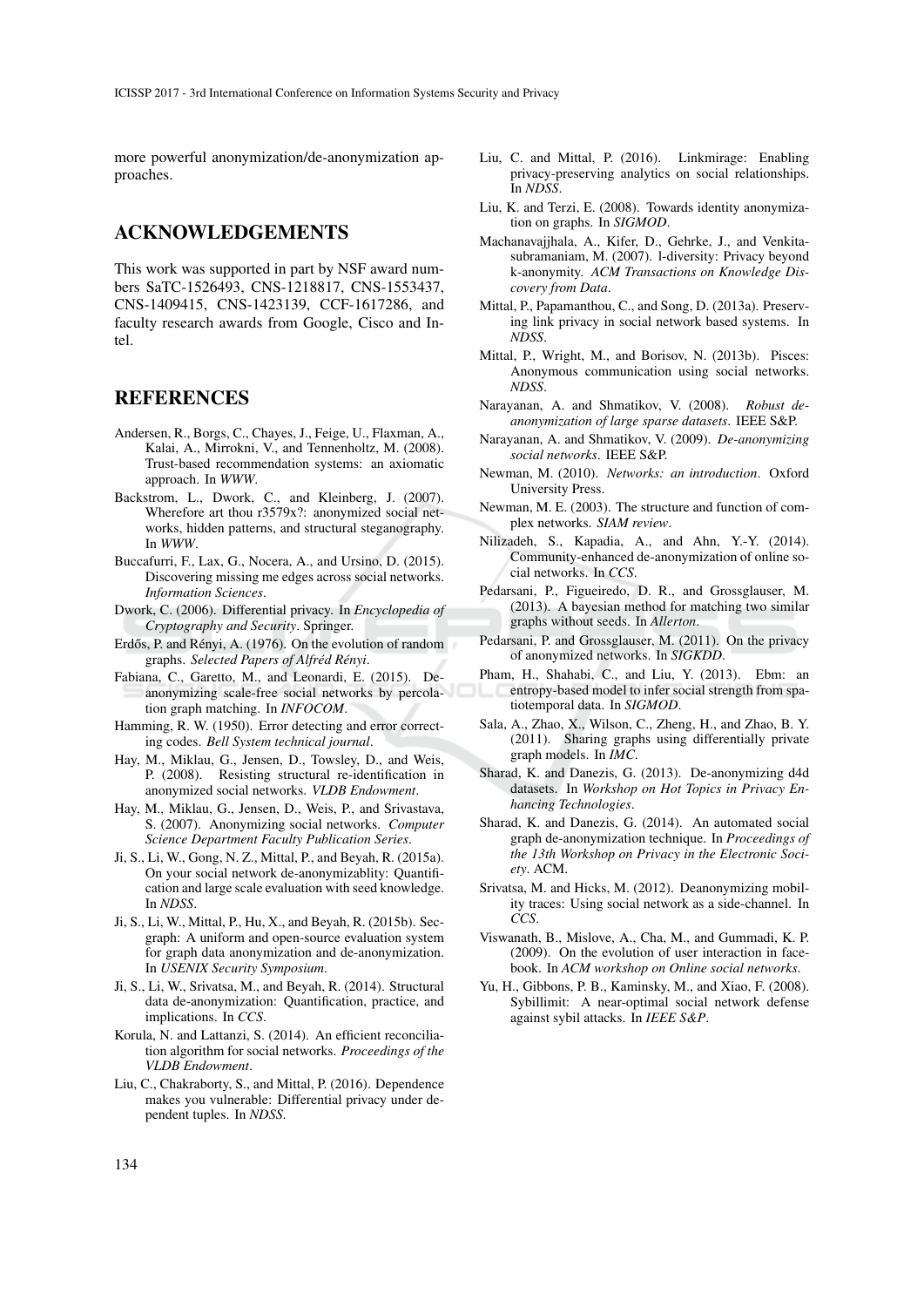more powerful anonymization/de-anonymization approaches.

## ACKNOWLEDGEMENTS

This work was supported in part by NSF award numbers SaTC-1526493, CNS-1218817, CNS-1553437, CNS-1409415, CNS-1423139, CCF-1617286, and faculty research awards from Google, Cisco and Intel.

## REFERENCES

Andersen, R., Borgs, C., Chayes, J., Feige, U., Flaxman, A., Kalai, A., Mirrokni, V., and Tennenholtz, M. (2008). Trust-based recommendation systems: an axiomatic approach. In *WWW*.

Backstrom, L., Dwork, C., and Kleinberg, J. (2007). Wherefore art thou r3579x?: anonymized social networks, hidden patterns, and structural steganography. In *WWW*.

Buccafurri, F., Lax, G., Nocera, A., and Ursino, D. (2015). Discovering missing me edges across social networks. *Information Sciences*.

Dwork, C. (2006). Differential privacy. In *Encyclopedia of Cryptography and Security*. Springer.

Erdős, P. and Rényi, A. (1976). On the evolution of random graphs. *Selected Papers of Alfréd Rényi*.

Fabiana, C., Garetto, M., and Leonardi, E. (2015). De-anonymizing scale-free social networks by percolation graph matching. In *INFOCOM*.

Hamming, R. W. (1950). Error detecting and error correcting codes. *Bell System technical journal*.

Hay, M., Miklau, G., Jensen, D., Towsley, D., and Weis, P. (2008). Resisting structural re-identification in anonymized social networks. *VLDB Endowment*.

Hay, M., Miklau, G., Jensen, D., Weis, P., and Srivastava, S. (2007). Anonymizing social networks. *Computer Science Department Faculty Publication Series*.

Ji, S., Li, W., Gong, N. Z., Mittal, P., and Beyah, R. (2015a). On your social network de-anonymizablity: Quantification and large scale evaluation with seed knowledge. In *NDSS*.

Ji, S., Li, W., Mittal, P., Hu, X., and Beyah, R. (2015b). Secgraph: A uniform and open-source evaluation system for graph data anonymization and de-anonymization. In *USENIX Security Symposium*.

Ji, S., Li, W., Srivatsa, M., and Beyah, R. (2014). Structural data de-anonymization: Quantification, practice, and implications. In *CCS*.

Korula, N. and Lattanzi, S. (2014). An efficient reconciliation algorithm for social networks. *Proceedings of the VLDB Endowment*.

Liu, C., Chakraborty, S., and Mittal, P. (2016). Dependence makes you vulnerable: Differential privacy under dependent tuples. In *NDSS*.

Liu, C. and Mittal, P. (2016). Linkmirage: Enabling privacy-preserving analytics on social relationships. In *NDSS*.

Liu, K. and Terzi, E. (2008). Towards identity anonymization on graphs. In *SIGMOD*.

Machanavajjhala, A., Kifer, D., Gehrke, J., and Venkitasubramaniam, M. (2007). l-diversity: Privacy beyond k-anonymity. *ACM Transactions on Knowledge Discovery from Data*.

Mittal, P., Papamanthou, C., and Song, D. (2013a). Preserving link privacy in social network based systems. In *NDSS*.

Mittal, P., Wright, M., and Borisov, N. (2013b). Pisces: Anonymous communication using social networks. *NDSS*.

Narayanan, A. and Shmatikov, V. (2008). *Robust de-anonymization of large sparse datasets*. IEEE S&P.

Narayanan, A. and Shmatikov, V. (2009). *De-anonymizing social networks*. IEEE S&P.

Newman, M. (2010). *Networks: an introduction*. Oxford University Press.

Newman, M. E. (2003). The structure and function of complex networks. *SIAM review*.

Nilizadeh, S., Kapadia, A., and Ahn, Y.-Y. (2014). Community-enhanced de-anonymization of online social networks. In *CCS*.

Pedarsani, P., Figueiredo, D. R., and Grossglauser, M. (2013). A bayesian method for matching two similar graphs without seeds. In *Allerton*.

Pedarsani, P. and Grossglauser, M. (2011). On the privacy of anonymized networks. In *SIGKDD*.

Pham, H., Shahabi, C., and Liu, Y. (2013). Ebm: an entropy-based model to infer social strength from spatiotemporal data. In *SIGMOD*.

Sala, A., Zhao, X., Wilson, C., Zheng, H., and Zhao, B. Y. (2011). Sharing graphs using differentially private graph models. In *IMC*.

Sharad, K. and Danezis, G. (2013). De-anonymizing d4d datasets. In *Workshop on Hot Topics in Privacy Enhancing Technologies*.

Sharad, K. and Danezis, G. (2014). An automated social graph de-anonymization technique. In *Proceedings of the 13th Workshop on Privacy in the Electronic Society*. ACM.

Srivatsa, M. and Hicks, M. (2012). Deanonymizing mobility traces: Using social network as a side-channel. In *CCS*.

Viswanath, B., Mislove, A., Cha, M., and Gummadi, K. P. (2009). On the evolution of user interaction in facebook. In *ACM workshop on Online social networks*.

Yu, H., Gibbons, P. B., Kaminsky, M., and Xiao, F. (2008). Sybillimit: A near-optimal social network defense against sybil attacks. In *IEEE S&P*.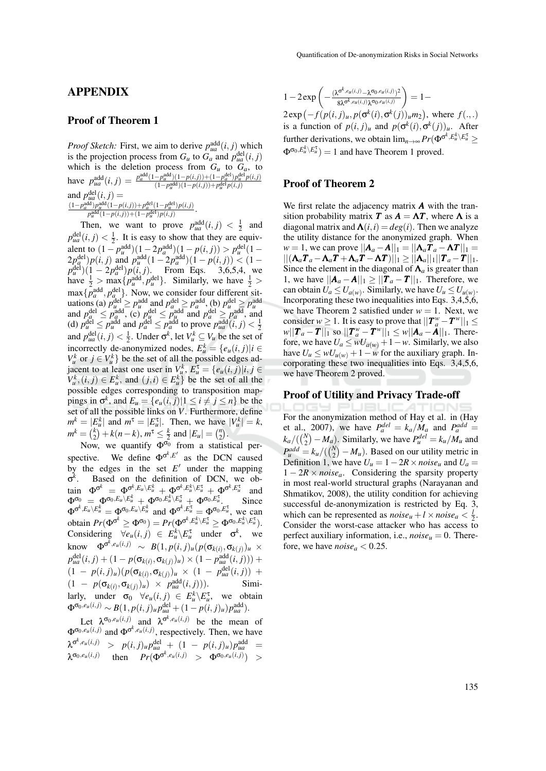## APPENDIX

### Proof of Theorem 1

*Proof Sketch:* First, we aim to derive $p_{ua}^{\text{add}}(i,j)$ which is the projection process from $G_u$ to $G_a$ and $p_{ua}^{\text{del}}(i,j)$ which is the deletion process from $G_u$ to $G_a$, to have $p_{ua}^{\text{add}}(i,j) = \frac{p_a^{\text{add}}(1-p_u^{\text{add}})(1-p(i,j))+(1-p_a^{\text{del}})p_u^{\text{del}}p(i,j)}{(1-p_u^{\text{add}})(1-p(i,j))+p_u^{\text{del}}p(i,j)}$ and $p_{ua}^{\text{del}}(i,j) = \frac{(1-p_a^{\text{add}})p_u^{\text{add}}(1-p(i,j))+p_a^{\text{del}}(1-p_u^{\text{del}})p(i,j)}{p_u^{\text{add}}(1-p(i,j))+(1-p_u^{\text{del}})p(i,j)}$.

Then, we want to prove $p_{ua}^{\text{add}}(i,j) < \frac{1}{2}$ and $p_{ua}^{\text{del}}(i,j) < \frac{1}{2}$. It is easy to show that they are equivalent to $(1-p_u^{\text{add}})(1-2p_a^{\text{add}})(1-p(i,j)) > p_u^{\text{del}}(1-2p_a^{\text{del}})p(i,j)$ and $p_u^{\text{add}}(1-2p_a^{\text{add}})(1-p(i,j)) < (1-p_u^{\text{del}})(1-2p_a^{\text{del}})p(i,j)$. From Eqs. 3,6,5,4, we have $\frac{1}{2} > \max\{p_u^{\text{add}}, p_u^{\text{del}}\}$. Similarly, we have $\frac{1}{2} > \max\{p_a^{\text{add}}, p_a^{\text{del}}\}$. Now, we consider four different situations (a) $p_u^{\text{del}} \geq p_u^{\text{add}}$ and $p_a^{\text{del}} \geq p_a^{\text{add}}$, (b) $p_u^{\text{del}} \geq p_u^{\text{add}}$ and $p_a^{\text{del}} \leq p_a^{\text{add}}$, (c) $p_u^{\text{del}} \leq p_u^{\text{add}}$ and $p_a^{\text{del}} \geq p_a^{\text{add}}$, and (d) $p_u^{\text{del}} \leq p_u^{\text{add}}$ and $p_a^{\text{del}} \leq p_a^{\text{add}}$ to prove $p_{ua}^{\text{add}}(i,j) < \frac{1}{2}$ and $p_{ua}^{\text{del}}(i,j) < \frac{1}{2}$. Under $\sigma^k$, let $V_u^k \subseteq V_u$ be the set of incorrectly de-anonymized nodes, $E_u^k = \{e_u(i,j)|i \in V_u^k \text{ or } j \in V_u^k\}$ be the set of all the possible edges adjacent to at least one user in $V_u^k$, $E_u^\tau = \{e_u(i,j)|i,j \in V_u^k, (i,j) \in E_u^k, \text{ and } (j,i) \in E_u^k\}$ be the set of all the possible edges corresponding to transposition mappings in $\sigma^k$, and $E_u = \{e_u(i,j)|1 \leq i \neq j \leq n\}$ be the set of all the possible links on $V$. Furthermore, define $m^k = |E_u^k|$ and $m^\tau = |E_u^\tau|$. Then, we have $|V_u^k| = k$, $m^k = \binom{k}{2} + k(n-k)$, $m^\tau \leq \frac{k}{2}$ and $|E_u| = \binom{n}{2}$.

Now, we quantify $\Phi^{\sigma_0}$ from a statistical perspective. We define $\Phi^{\sigma^k,E'}$ as the DCN caused by the edges in the set $E'$ under the mapping $\sigma^k$. Based on the definition of DCN, we obtain $\Phi^{\sigma^k} = \Phi^{\sigma^k,E_u \setminus E_u^k} + \Phi^{\sigma^k,E_u^k \setminus E_u^\tau} + \Phi^{\sigma^k,E_u^\tau}$ and $\Phi^{\sigma_0} = \Phi^{\sigma_0,E_u \setminus E_u^k} + \Phi^{\sigma_0,E_u^k \setminus E_u^\tau} + \Phi^{\sigma_0,E_u^\tau}$. Since $\Phi^{\sigma^k,E_u \setminus E_u^k} = \Phi^{\sigma_0,E_u \setminus E_u^k}$ and $\Phi^{\sigma^k,E_u^\tau} = \Phi^{\sigma_0,E_u^\tau}$, we can obtain $Pr(\Phi^{\sigma^k} \geq \Phi^{\sigma_0}) = Pr(\Phi^{\sigma^k,E_u^k \setminus E_u^\tau} \geq \Phi^{\sigma_0,E_u^k \setminus E_u^\tau})$. Considering $\forall e_u(i,j) \in E_u^k \setminus E_u^\tau$ under $\sigma^k$, we know $\Phi^{\sigma^k,e_u(i,j)} \sim B(1, p(i,j)_u(p(\sigma_{k(i)},\sigma_{k(j)})_u \times p_{ua}^{\text{del}}(i,j) + (1-p(\sigma_{k(i)},\sigma_{k(j)})_u) \times (1-p_{ua}^{\text{add}}(i,j))) + (1-p(i,j)_u)(p(\sigma_{k(i)},\sigma_{k(j)})_u \times (1-p_{ua}^{\text{del}}(i,j)) + (1-p(\sigma_{k(i)},\sigma_{k(j)})_u) \times p_{ua}^{\text{add}}(i,j)))$. Similarly, under $\sigma_0$ $\forall e_u(i,j) \in E_u^k \setminus E_u^\tau$, we obtain $\Phi^{\sigma_0,e_u(i,j)} \sim B(1, p(i,j)_u p_{ua}^{\text{del}} + (1-p(i,j)_u)p_{ua}^{\text{add}})$.

Let $\lambda^{\sigma_0,e_u(i,j)}$ and $\lambda^{\sigma^k,e_u(i,j)}$ be the mean of $\Phi^{\sigma_0,e_u(i,j)}$ and $\Phi^{\sigma^k,e_u(i,j)}$, respectively. Then, we have $\lambda^{\sigma^k,e_u(i,j)} > p(i,j)_u p_{ua}^{\text{del}} + (1-p(i,j)_u)p_{ua}^{\text{add}} = \lambda^{\sigma_0,e_u(i,j)}$ then $Pr(\Phi^{\sigma^k,e_u(i,j)} > \Phi^{\sigma_0,e_u(i,j)}) > 1 - 2\exp\left(-\frac{(\lambda^{\sigma^k,e_u(i,j)}-\lambda^{\sigma_0,e_u(i,j)})^2}{8\lambda^{\sigma^k,e_u(i,j)}\lambda^{\sigma_0,e_u(i,j)}}\right) = 1 - 2\exp\left(-f(p(i,j)_u, p(\sigma^k(i),\sigma^k(j))_u m_2\right)$, where $f(.,.)$ is a function of $p(i,j)_u$ and $p(\sigma^k(i),\sigma^k(j))_u$. After further derivations, we obtain $\lim_{n\to\infty} Pr(\Phi^{\sigma^k,E_u^k \setminus E_u^\tau} \geq \Phi^{\sigma_0,E_u^k \setminus E_u^\tau}) = 1$ and have Theorem 1 proved.

### Proof of Theorem 2

We first relate the adjacency matrix $\boldsymbol{A}$ with the transition probability matrix $\boldsymbol{T}$ as $\boldsymbol{A} = \boldsymbol{\Lambda}\boldsymbol{T}$, where $\boldsymbol{\Lambda}$ is a diagonal matrix and $\boldsymbol{\Lambda}(i,i) = deg(i)$. Then we analyze the utility distance for the anonymized graph. When $w = 1$, we can prove $||\boldsymbol{A}_a - \boldsymbol{A}||_1 = ||\boldsymbol{\Lambda}_a\boldsymbol{T}_a - \boldsymbol{\Lambda}\boldsymbol{T}||_1 = ||(\boldsymbol{\Lambda}_a\boldsymbol{T}_a - \boldsymbol{\Lambda}_a\boldsymbol{T} + \boldsymbol{\Lambda}_a\boldsymbol{T} - \boldsymbol{\Lambda}\boldsymbol{T})||_1 \geq ||\boldsymbol{\Lambda}_a||_1||\boldsymbol{T}_a - \boldsymbol{T}||_1$. Since the element in the diagonal of $\boldsymbol{\Lambda}_a$ is greater than 1, we have $||\boldsymbol{A}_a - \boldsymbol{A}||_1 \geq ||\boldsymbol{T}_a - \boldsymbol{T}||_1$. Therefore, we can obtain $U_a \leq U_{a(w)}$. Similarly, we have $U_u \leq U_{u(w)}$. Incorporating these two inequalities into Eqs. 3,4,5,6, we have Theorem 2 satisfied under $w = 1$. Next, we consider $w \geq 1$. It is easy to prove that $||\boldsymbol{T}_a^w - \boldsymbol{T}^w||_1 \leq w||\boldsymbol{T}_a - \boldsymbol{T}||_1$ so $||\boldsymbol{T}_a^w - \boldsymbol{T}^w||_1 \leq w||\boldsymbol{A}_a - \boldsymbol{A}||_1$. Therefore, we have $U_a \leq wU_{a(w)} + 1 - w$. Similarly, we also have $U_u \leq wU_{u(w)} + 1 - w$ for the auxiliary graph. Incorporating these two inequalities into Eqs. 3,4,5,6, we have Theorem 2 proved.

### Proof of Utility and Privacy Trade-off

For the anonymization method of Hay et al. in (Hay et al., 2007), we have $P_a^{del} = k_a/M_a$ and $P_a^{add} = k_a/(\binom{N}{2} - M_a)$. Similarly, we have $P_u^{del} = k_u/M_u$ and $P_u^{add} = k_u/(\binom{N}{2} - M_u)$. Based on our utility metric in Definition 1, we have $U_u = 1 - 2R \times noise_u$ and $U_a = 1 - 2R \times noise_a$. Considering the sparsity property in most real-world structural graphs (Narayanan and Shmatikov, 2008), the utility condition for achieving successful de-anonymization is restricted by Eq. 3, which can be represented as $noise_u + l \times noise_a < \frac{l}{2}$. Consider the worst-case attacker who has access to perfect auxiliary information, i.e., $noise_u = 0$. Therefore, we have $noise_a < 0.25$.